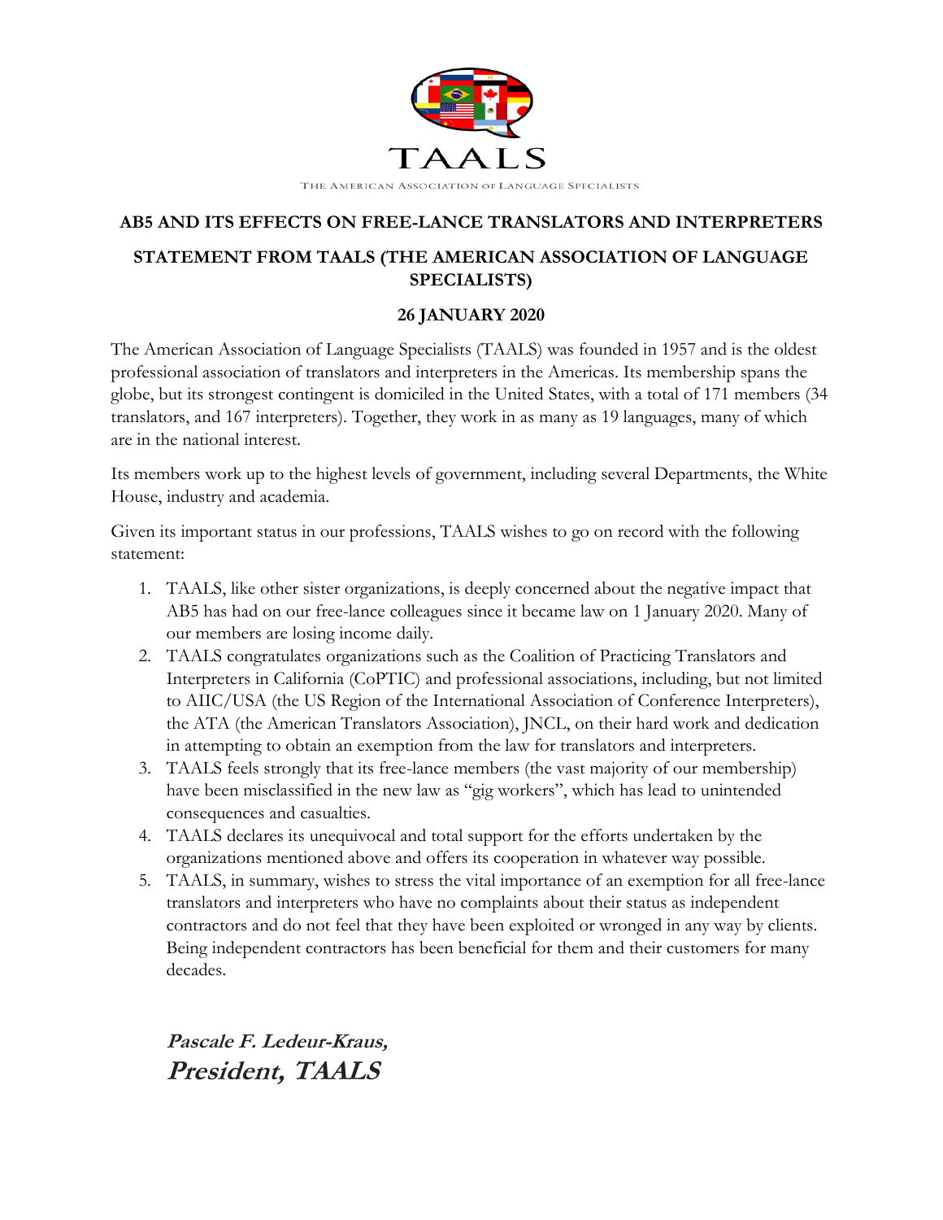TAALS

THE AMERICAN ASSOCIATION OF LANGUAGE SPECIALISTS

## AB5 AND ITS EFFECTS ON FREE-LANCE TRANSLATORS AND INTERPRETERS

## STATEMENT FROM TAALS (THE AMERICAN ASSOCIATION OF LANGUAGE SPECIALISTS)

### 26 JANUARY 2020

The American Association of Language Specialists (TAALS) was founded in 1957 and is the oldest professional association of translators and interpreters in the Americas. Its membership spans the globe, but its strongest contingent is domiciled in the United States, with a total of 171 members (34 translators, and 167 interpreters). Together, they work in as many as 19 languages, many of which are in the national interest.

Its members work up to the highest levels of government, including several Departments, the White House, industry and academia.

Given its important status in our professions, TAALS wishes to go on record with the following statement:

1. TAALS, like other sister organizations, is deeply concerned about the negative impact that AB5 has had on our free-lance colleagues since it became law on 1 January 2020. Many of our members are losing income daily.
2. TAALS congratulates organizations such as the Coalition of Practicing Translators and Interpreters in California (CoPTIC) and professional associations, including, but not limited to AIIC/USA (the US Region of the International Association of Conference Interpreters), the ATA (the American Translators Association), JNCL, on their hard work and dedication in attempting to obtain an exemption from the law for translators and interpreters.
3. TAALS feels strongly that its free-lance members (the vast majority of our membership) have been misclassified in the new law as "gig workers", which has lead to unintended consequences and casualties.
4. TAALS declares its unequivocal and total support for the efforts undertaken by the organizations mentioned above and offers its cooperation in whatever way possible.
5. TAALS, in summary, wishes to stress the vital importance of an exemption for all free-lance translators and interpreters who have no complaints about their status as independent contractors and do not feel that they have been exploited or wronged in any way by clients. Being independent contractors has been beneficial for them and their customers for many decades.

***Pascale F. Ledeur-Kraus,***
***President, TAALS***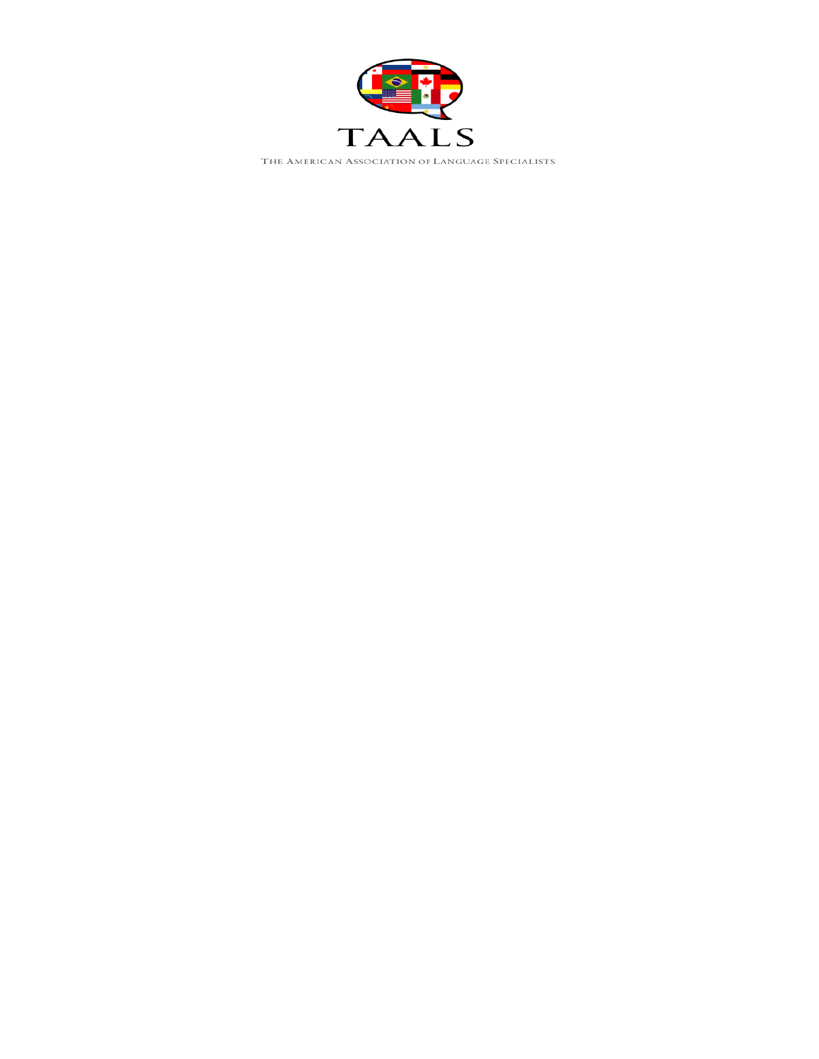TAALS

THE AMERICAN ASSOCIATION OF LANGUAGE SPECIALISTS